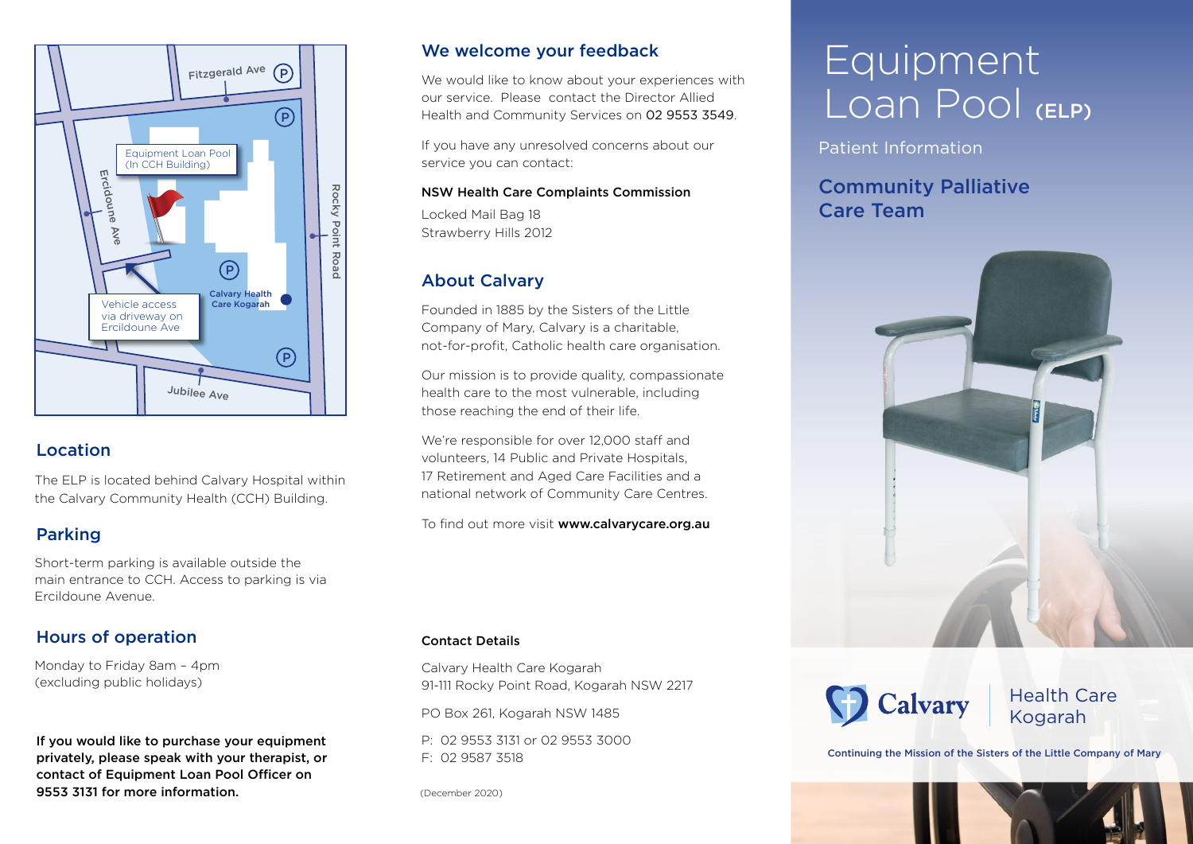Fitzgerald Ave

Equipment Loan Pool (In CCH Building)

Ercildoune Ave

Rocky Point Road

Calvary Health Care Kogarah

Vehicle access via driveway on Ercildoune Ave

Jubilee Ave

## Location

The ELP is located behind Calvary Hospital within the Calvary Community Health (CCH) Building.

## Parking

Short-term parking is available outside the main entrance to CCH. Access to parking is via Ercildoune Avenue.

## Hours of operation

Monday to Friday 8am – 4pm
(excluding public holidays)

**If you would like to purchase your equipment privately, please speak with your therapist, or contact of Equipment Loan Pool Officer on 9553 3131 for more information.**

## We welcome your feedback

We would like to know about your experiences with our service. Please contact the Director Allied Health and Community Services on 02 9553 3549.

If you have any unresolved concerns about our service you can contact:

**NSW Health Care Complaints Commission**

Locked Mail Bag 18
Strawberry Hills 2012

## About Calvary

Founded in 1885 by the Sisters of the Little Company of Mary, Calvary is a charitable, not-for-profit, Catholic health care organisation.

Our mission is to provide quality, compassionate health care to the most vulnerable, including those reaching the end of their life.

We're responsible for over 12,000 staff and volunteers, 14 Public and Private Hospitals, 17 Retirement and Aged Care Facilities and a national network of Community Care Centres.

To find out more visit **www.calvarycare.org.au**

**Contact Details**

Calvary Health Care Kogarah
91-111 Rocky Point Road, Kogarah NSW 2217

PO Box 261, Kogarah NSW 1485

P: 02 9553 3131 or 02 9553 3000
F: 02 9587 3518

(December 2020)

# Equipment Loan Pool (ELP)

Patient Information

## Community Palliative Care Team

Calvary | Health Care Kogarah

Continuing the Mission of the Sisters of the Little Company of Mary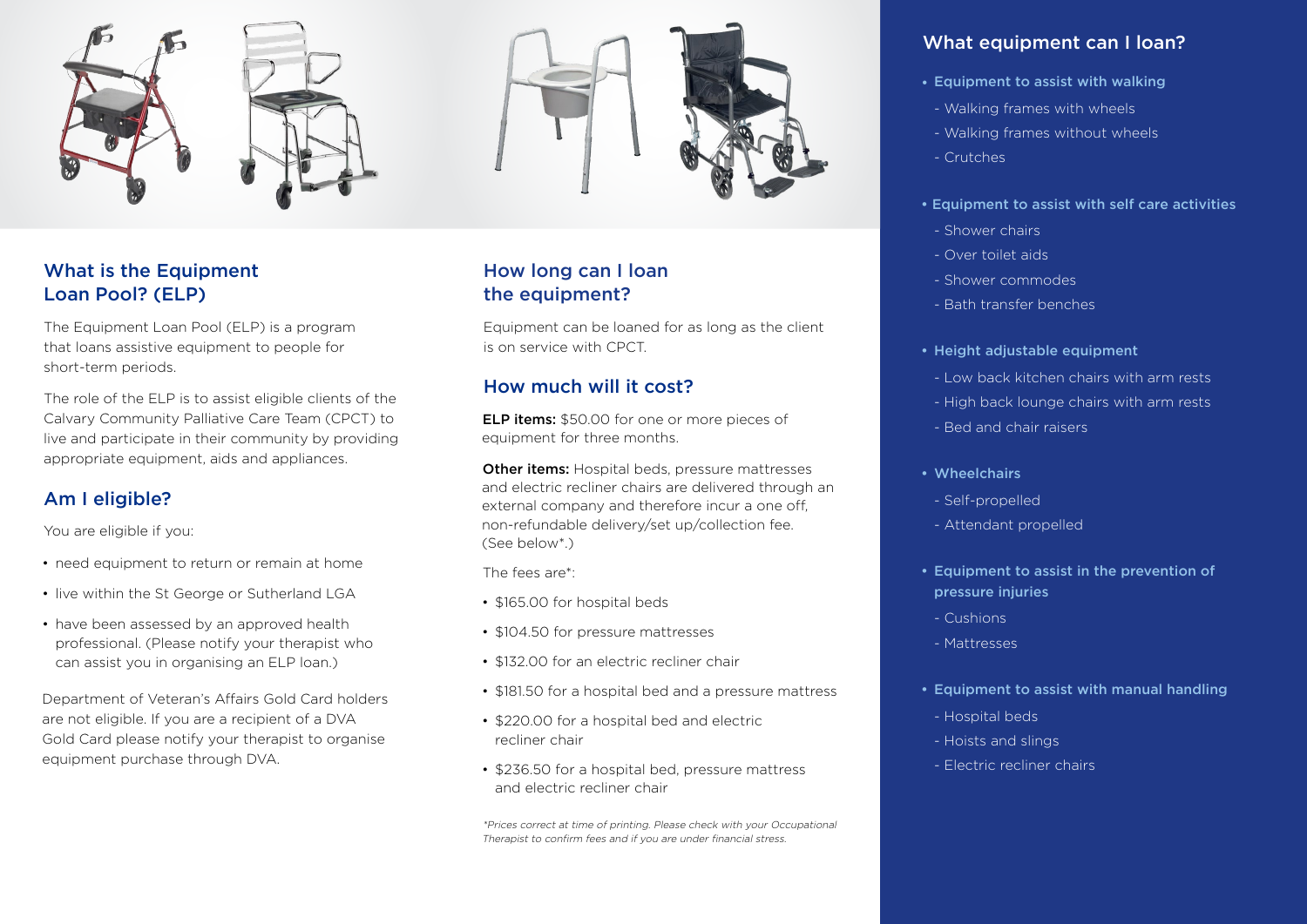## What is the Equipment Loan Pool? (ELP)

The Equipment Loan Pool (ELP) is a program that loans assistive equipment to people for short-term periods.

The role of the ELP is to assist eligible clients of the Calvary Community Palliative Care Team (CPCT) to live and participate in their community by providing appropriate equipment, aids and appliances.

## Am I eligible?

You are eligible if you:

- need equipment to return or remain at home
- live within the St George or Sutherland LGA
- have been assessed by an approved health professional. (Please notify your therapist who can assist you in organising an ELP loan.)

Department of Veteran's Affairs Gold Card holders are not eligible. If you are a recipient of a DVA Gold Card please notify your therapist to organise equipment purchase through DVA.

## How long can I loan the equipment?

Equipment can be loaned for as long as the client is on service with CPCT.

## How much will it cost?

**ELP items:** $50.00 for one or more pieces of equipment for three months.

**Other items:** Hospital beds, pressure mattresses and electric recliner chairs are delivered through an external company and therefore incur a one off, non-refundable delivery/set up/collection fee. (See below*.)

The fees are*:

- $165.00 for hospital beds
- $104.50 for pressure mattresses
- $132.00 for an electric recliner chair
- $181.50 for a hospital bed and a pressure mattress
- $220.00 for a hospital bed and electric recliner chair
- $236.50 for a hospital bed, pressure mattress and electric recliner chair

*\*Prices correct at time of printing. Please check with your Occupational Therapist to confirm fees and if you are under financial stress.*

## What equipment can I loan?

- **Equipment to assist with walking**
  - Walking frames with wheels
  - Walking frames without wheels
  - Crutches
- **Equipment to assist with self care activities**
  - Shower chairs
  - Over toilet aids
  - Shower commodes
  - Bath transfer benches
- **Height adjustable equipment**
  - Low back kitchen chairs with arm rests
  - High back lounge chairs with arm rests
  - Bed and chair raisers
- **Wheelchairs**
  - Self-propelled
  - Attendant propelled
- **Equipment to assist in the prevention of pressure injuries**
  - Cushions
  - Mattresses
- **Equipment to assist with manual handling**
  - Hospital beds
  - Hoists and slings
  - Electric recliner chairs